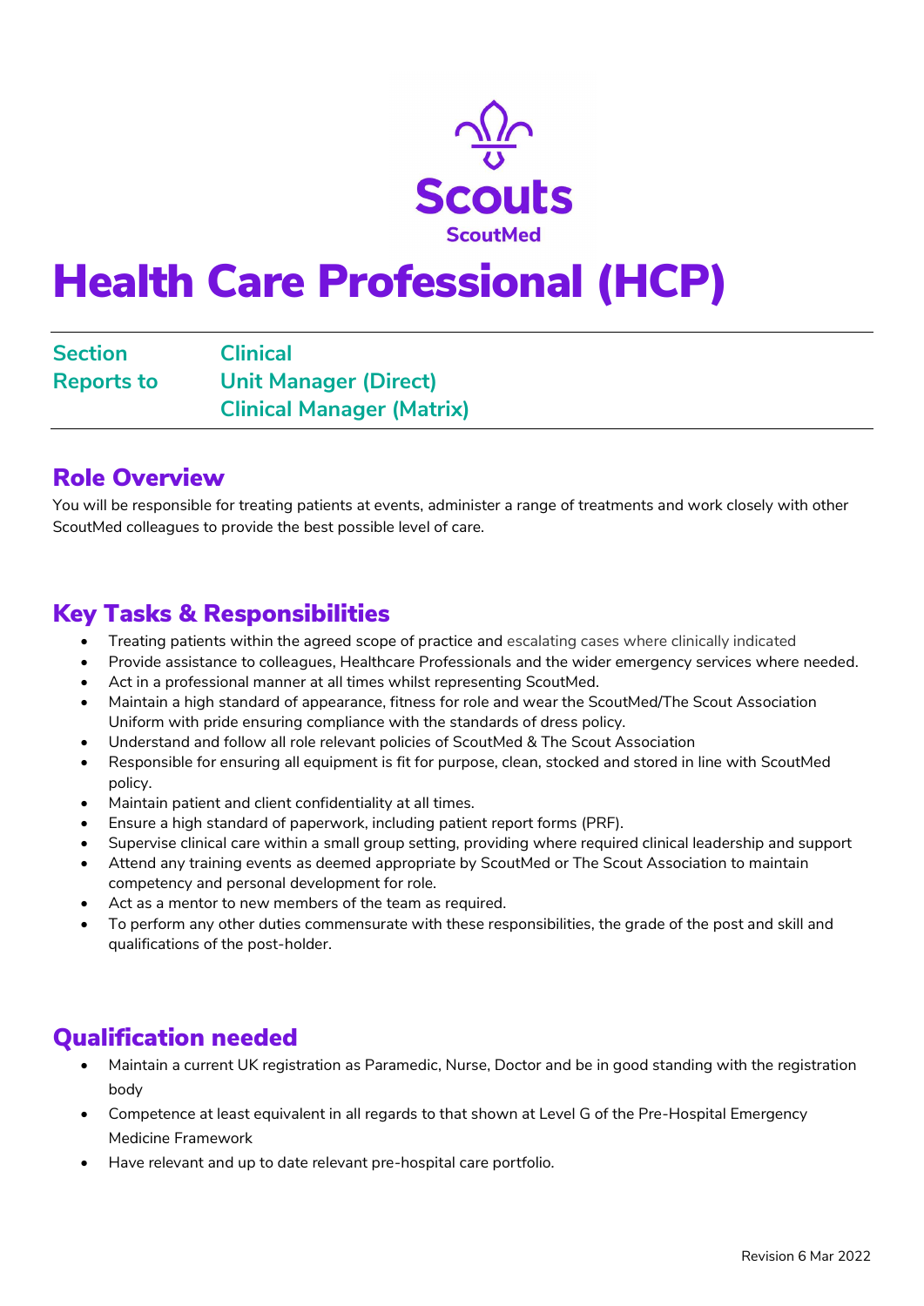Scouts
ScoutMed

# Health Care Professional (HCP)

| | |
|---|---|
| **Section** | **Clinical** |
| **Reports to** | **Unit Manager (Direct)** |
| | **Clinical Manager (Matrix)** |

## Role Overview

You will be responsible for treating patients at events, administer a range of treatments and work closely with other ScoutMed colleagues to provide the best possible level of care.

## Key Tasks & Responsibilities

- Treating patients within the agreed scope of practice and escalating cases where clinically indicated
- Provide assistance to colleagues, Healthcare Professionals and the wider emergency services where needed.
- Act in a professional manner at all times whilst representing ScoutMed.
- Maintain a high standard of appearance, fitness for role and wear the ScoutMed/The Scout Association Uniform with pride ensuring compliance with the standards of dress policy.
- Understand and follow all role relevant policies of ScoutMed & The Scout Association
- Responsible for ensuring all equipment is fit for purpose, clean, stocked and stored in line with ScoutMed policy.
- Maintain patient and client confidentiality at all times.
- Ensure a high standard of paperwork, including patient report forms (PRF).
- Supervise clinical care within a small group setting, providing where required clinical leadership and support
- Attend any training events as deemed appropriate by ScoutMed or The Scout Association to maintain competency and personal development for role.
- Act as a mentor to new members of the team as required.
- To perform any other duties commensurate with these responsibilities, the grade of the post and skill and qualifications of the post-holder.

## Qualification needed

- Maintain a current UK registration as Paramedic, Nurse, Doctor and be in good standing with the registration body
- Competence at least equivalent in all regards to that shown at Level G of the Pre-Hospital Emergency Medicine Framework
- Have relevant and up to date relevant pre-hospital care portfolio.

Revision 6 Mar 2022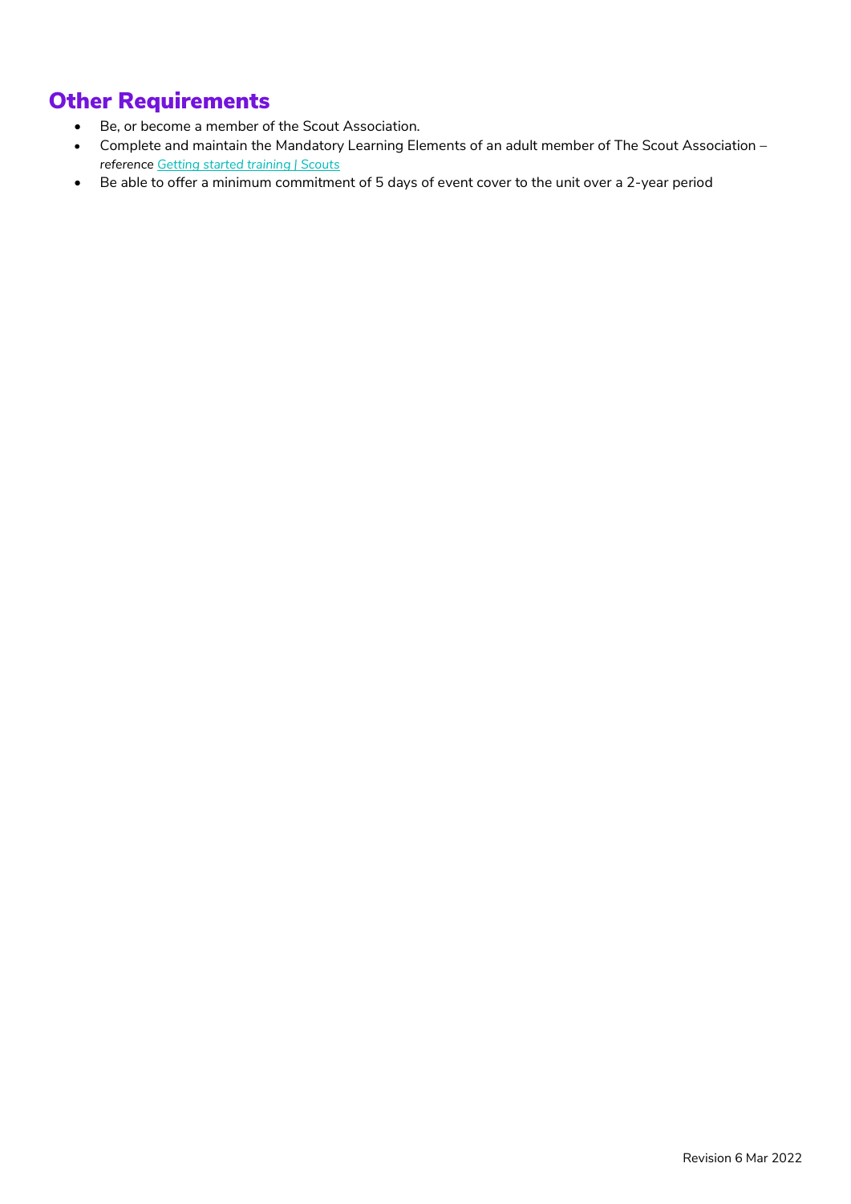## Other Requirements

- Be, or become a member of the Scout Association.
- Complete and maintain the Mandatory Learning Elements of an adult member of The Scout Association – *reference [Getting started training | Scouts]*
- Be able to offer a minimum commitment of 5 days of event cover to the unit over a 2-year period

Revision 6 Mar 2022